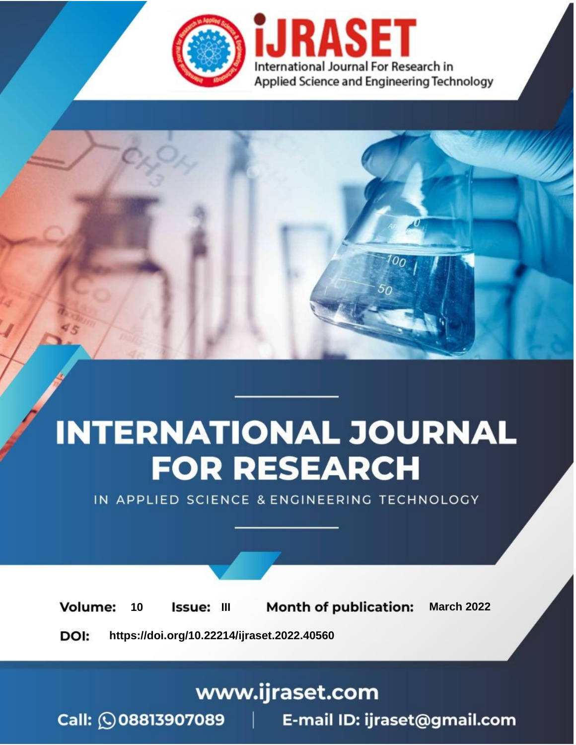# INTERNATIONAL JOURNAL FOR RESEARCH

IN APPLIED SCIENCE & ENGINEERING TECHNOLOGY

**Volume:** 10 **Issue:** III **Month of publication:** March 2022

**DOI:** https://doi.org/10.22214/ijraset.2022.40560

www.ijraset.com

Call: 08813907089 | E-mail ID: ijraset@gmail.com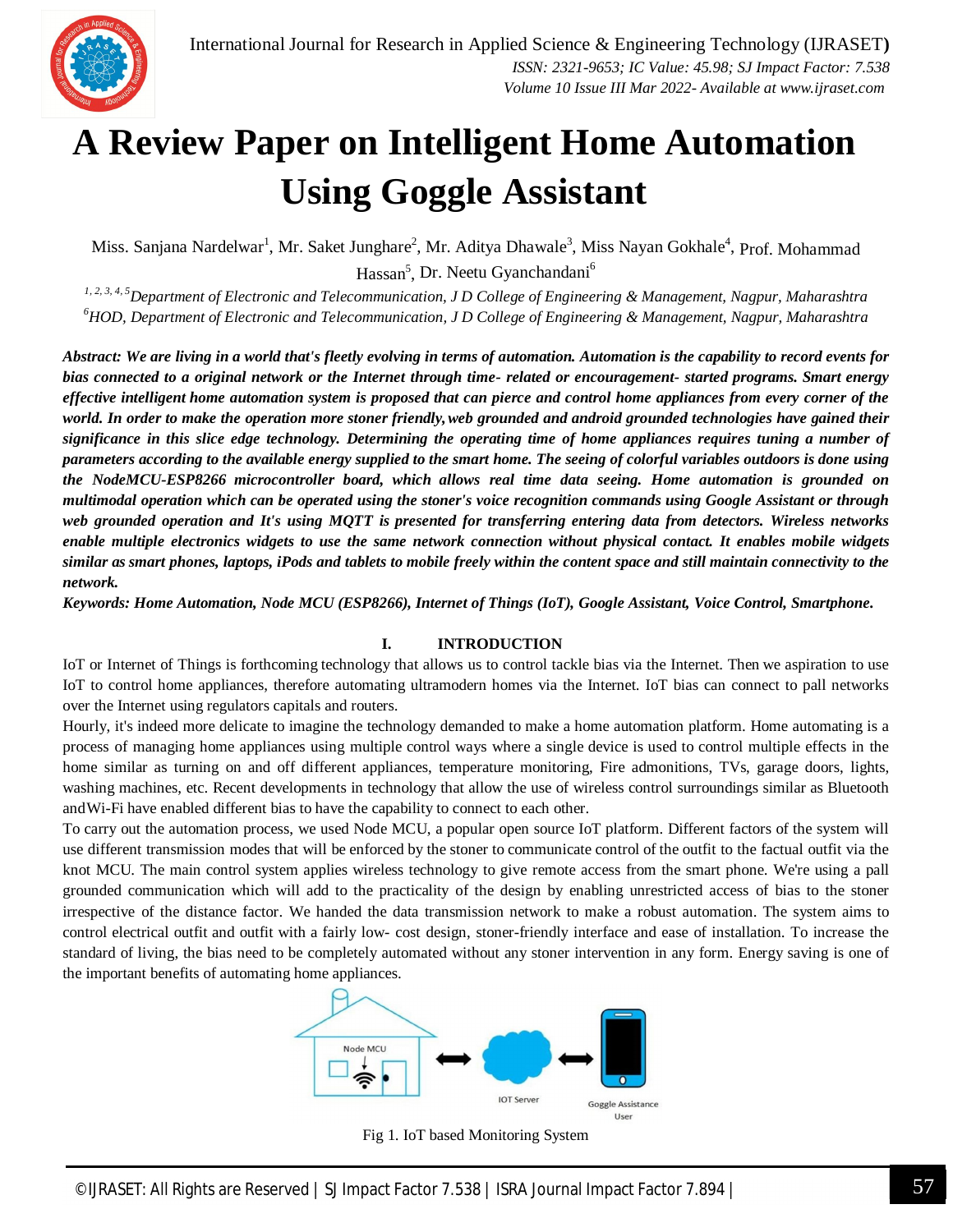# A Review Paper on Intelligent Home Automation Using Goggle Assistant

Miss. Sanjana Nardelwar[1], Mr. Saket Junghare[2], Mr. Aditya Dhawale[3], Miss Nayan Gokhale[4], Prof. Mohammad Hassan[5], Dr. Neetu Gyanchandani[6]

*[1, 2, 3, 4, 5]Department of Electronic and Telecommunication, J D College of Engineering & Management, Nagpur, Maharashtra*
*[6]HOD, Department of Electronic and Telecommunication, J D College of Engineering & Management, Nagpur, Maharashtra*

***Abstract:** We are living in a world that's fleetly evolving in terms of automation. Automation is the capability to record events for bias connected to a original network or the Internet through time- related or encouragement- started programs. Smart energy effective intelligent home automation system is proposed that can pierce and control home appliances from every corner of the world. In order to make the operation more stoner friendly, web grounded and android grounded technologies have gained their significance in this slice edge technology. Determining the operating time of home appliances requires tuning a number of parameters according to the available energy supplied to the smart home. The seeing of colorful variables outdoors is done using the NodeMCU-ESP8266 microcontroller board, which allows real time data seeing. Home automation is grounded on multimodal operation which can be operated using the stoner's voice recognition commands using Google Assistant or through web grounded operation and It's using MQTT is presented for transferring entering data from detectors. Wireless networks enable multiple electronics widgets to use the same network connection without physical contact. It enables mobile widgets similar as smart phones, laptops, iPods and tablets to mobile freely within the content space and still maintain connectivity to the network.*

***Keywords:** Home Automation, Node MCU (ESP8266), Internet of Things (IoT), Google Assistant, Voice Control, Smartphone.*

## I. INTRODUCTION

IoT or Internet of Things is forthcoming technology that allows us to control tackle bias via the Internet. Then we aspiration to use IoT to control home appliances, therefore automating ultramodern homes via the Internet. IoT bias can connect to pall networks over the Internet using regulators capitals and routers.

Hourly, it's indeed more delicate to imagine the technology demanded to make a home automation platform. Home automating is a process of managing home appliances using multiple control ways where a single device is used to control multiple effects in the home similar as turning on and off different appliances, temperature monitoring, Fire admonitions, TVs, garage doors, lights, washing machines, etc. Recent developments in technology that allow the use of wireless control surroundings similar as Bluetooth andWi-Fi have enabled different bias to have the capability to connect to each other.

To carry out the automation process, we used Node MCU, a popular open source IoT platform. Different factors of the system will use different transmission modes that will be enforced by the stoner to communicate control of the outfit to the factual outfit via the knot MCU. The main control system applies wireless technology to give remote access from the smart phone. We're using a pall grounded communication which will add to the practicality of the design by enabling unrestricted access of bias to the stoner irrespective of the distance factor. We handed the data transmission network to make a robust automation. The system aims to control electrical outfit and outfit with a fairly low- cost design, stoner-friendly interface and ease of installation. To increase the standard of living, the bias need to be completely automated without any stoner intervention in any form. Energy saving is one of the important benefits of automating home appliances.

Fig 1. IoT based Monitoring System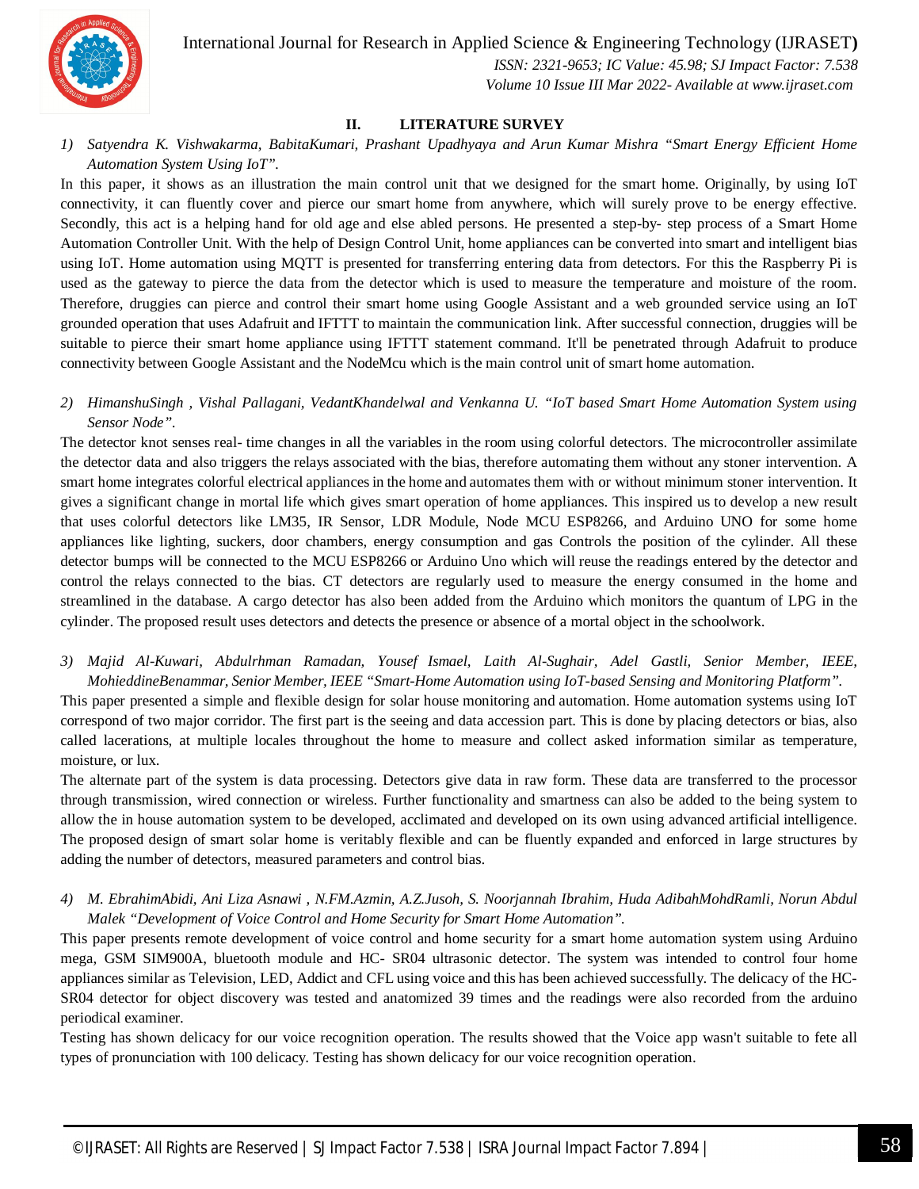## II. LITERATURE SURVEY

1) *Satyendra K. Vishwakarma, BabitaKumari, Prashant Upadhyaya and Arun Kumar Mishra "Smart Energy Efficient Home Automation System Using IoT".*

In this paper, it shows as an illustration the main control unit that we designed for the smart home. Originally, by using IoT connectivity, it can fluently cover and pierce our smart home from anywhere, which will surely prove to be energy effective. Secondly, this act is a helping hand for old age and else abled persons. He presented a step-by- step process of a Smart Home Automation Controller Unit. With the help of Design Control Unit, home appliances can be converted into smart and intelligent bias using IoT. Home automation using MQTT is presented for transferring entering data from detectors. For this the Raspberry Pi is used as the gateway to pierce the data from the detector which is used to measure the temperature and moisture of the room. Therefore, druggies can pierce and control their smart home using Google Assistant and a web grounded service using an IoT grounded operation that uses Adafruit and IFTTT to maintain the communication link. After successful connection, druggies will be suitable to pierce their smart home appliance using IFTTT statement command. It'll be penetrated through Adafruit to produce connectivity between Google Assistant and the NodeMcu which is the main control unit of smart home automation.

2) *HimanshuSingh , Vishal Pallagani, VedantKhandelwal and Venkanna U. "IoT based Smart Home Automation System using Sensor Node".*

The detector knot senses real- time changes in all the variables in the room using colorful detectors. The microcontroller assimilate the detector data and also triggers the relays associated with the bias, therefore automating them without any stoner intervention. A smart home integrates colorful electrical appliances in the home and automates them with or without minimum stoner intervention. It gives a significant change in mortal life which gives smart operation of home appliances. This inspired us to develop a new result that uses colorful detectors like LM35, IR Sensor, LDR Module, Node MCU ESP8266, and Arduino UNO for some home appliances like lighting, suckers, door chambers, energy consumption and gas Controls the position of the cylinder. All these detector bumps will be connected to the MCU ESP8266 or Arduino Uno which will reuse the readings entered by the detector and control the relays connected to the bias. CT detectors are regularly used to measure the energy consumed in the home and streamlined in the database. A cargo detector has also been added from the Arduino which monitors the quantum of LPG in the cylinder. The proposed result uses detectors and detects the presence or absence of a mortal object in the schoolwork.

3) *Majid Al-Kuwari, Abdulrhman Ramadan, Yousef Ismael, Laith Al-Sughair, Adel Gastli, Senior Member, IEEE, MohieddineBenammar, Senior Member, IEEE "Smart-Home Automation using IoT-based Sensing and Monitoring Platform".*

This paper presented a simple and flexible design for solar house monitoring and automation. Home automation systems using IoT correspond of two major corridor. The first part is the seeing and data accession part. This is done by placing detectors or bias, also called lacerations, at multiple locales throughout the home to measure and collect asked information similar as temperature, moisture, or lux.

The alternate part of the system is data processing. Detectors give data in raw form. These data are transferred to the processor through transmission, wired connection or wireless. Further functionality and smartness can also be added to the being system to allow the in house automation system to be developed, acclimated and developed on its own using advanced artificial intelligence. The proposed design of smart solar home is veritably flexible and can be fluently expanded and enforced in large structures by adding the number of detectors, measured parameters and control bias.

4) *M. EbrahimAbidi, Ani Liza Asnawi , N.FM.Azmin, A.Z.Jusoh, S. Noorjannah Ibrahim, Huda AdibahMohdRamli, Norun Abdul Malek "Development of Voice Control and Home Security for Smart Home Automation".*

This paper presents remote development of voice control and home security for a smart home automation system using Arduino mega, GSM SIM900A, bluetooth module and HC- SR04 ultrasonic detector. The system was intended to control four home appliances similar as Television, LED, Addict and CFL using voice and this has been achieved successfully. The delicacy of the HC-SR04 detector for object discovery was tested and anatomized 39 times and the readings were also recorded from the arduino periodical examiner.

Testing has shown delicacy for our voice recognition operation. The results showed that the Voice app wasn't suitable to fete all types of pronunciation with 100 delicacy. Testing has shown delicacy for our voice recognition operation.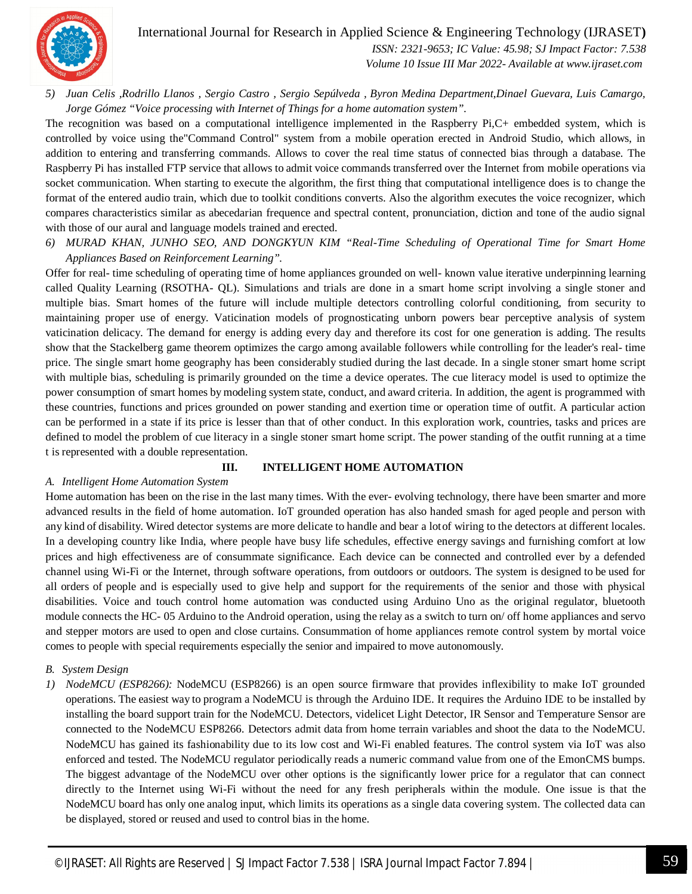5) *Juan Celis ,Rodrillo Llanos , Sergio Castro , Sergio Sepúlveda , Byron Medina Department,Dinael Guevara, Luis Camargo, Jorge Gómez "Voice processing with Internet of Things for a home automation system".*

The recognition was based on a computational intelligence implemented in the Raspberry Pi,C+ embedded system, which is controlled by voice using the"Command Control" system from a mobile operation erected in Android Studio, which allows, in addition to entering and transferring commands. Allows to cover the real time status of connected bias through a database. The Raspberry Pi has installed FTP service that allows to admit voice commands transferred over the Internet from mobile operations via socket communication. When starting to execute the algorithm, the first thing that computational intelligence does is to change the format of the entered audio train, which due to toolkit conditions converts. Also the algorithm executes the voice recognizer, which compares characteristics similar as abecedarian frequence and spectral content, pronunciation, diction and tone of the audio signal with those of our aural and language models trained and erected.

6) *MURAD KHAN, JUNHO SEO, AND DONGKYUN KIM "Real-Time Scheduling of Operational Time for Smart Home Appliances Based on Reinforcement Learning".*

Offer for real- time scheduling of operating time of home appliances grounded on well- known value iterative underpinning learning called Quality Learning (RSOTHA- QL). Simulations and trials are done in a smart home script involving a single stoner and multiple bias. Smart homes of the future will include multiple detectors controlling colorful conditioning, from security to maintaining proper use of energy. Vaticination models of prognosticating unborn powers bear perceptive analysis of system vaticination delicacy. The demand for energy is adding every day and therefore its cost for one generation is adding. The results show that the Stackelberg game theorem optimizes the cargo among available followers while controlling for the leader's real- time price. The single smart home geography has been considerably studied during the last decade. In a single stoner smart home script with multiple bias, scheduling is primarily grounded on the time a device operates. The cue literacy model is used to optimize the power consumption of smart homes by modeling system state, conduct, and award criteria. In addition, the agent is programmed with these countries, functions and prices grounded on power standing and exertion time or operation time of outfit. A particular action can be performed in a state if its price is lesser than that of other conduct. In this exploration work, countries, tasks and prices are defined to model the problem of cue literacy in a single stoner smart home script. The power standing of the outfit running at a time t is represented with a double representation.

## III. INTELLIGENT HOME AUTOMATION

### A. Intelligent Home Automation System

Home automation has been on the rise in the last many times. With the ever- evolving technology, there have been smarter and more advanced results in the field of home automation. IoT grounded operation has also handed smash for aged people and person with any kind of disability. Wired detector systems are more delicate to handle and bear a lotof wiring to the detectors at different locales. In a developing country like India, where people have busy life schedules, effective energy savings and furnishing comfort at low prices and high effectiveness are of consummate significance. Each device can be connected and controlled ever by a defended channel using Wi-Fi or the Internet, through software operations, from outdoors or outdoors. The system is designed to be used for all orders of people and is especially used to give help and support for the requirements of the senior and those with physical disabilities. Voice and touch control home automation was conducted using Arduino Uno as the original regulator, bluetooth module connects the HC- 05 Arduino to the Android operation, using the relay as a switch to turn on/ off home appliances and servo and stepper motors are used to open and close curtains. Consummation of home appliances remote control system by mortal voice comes to people with special requirements especially the senior and impaired to move autonomously.

### B. System Design

1) *NodeMCU (ESP8266):* NodeMCU (ESP8266) is an open source firmware that provides inflexibility to make IoT grounded operations. The easiest way to program a NodeMCU is through the Arduino IDE. It requires the Arduino IDE to be installed by installing the board support train for the NodeMCU. Detectors, videlicet Light Detector, IR Sensor and Temperature Sensor are connected to the NodeMCU ESP8266. Detectors admit data from home terrain variables and shoot the data to the NodeMCU. NodeMCU has gained its fashionability due to its low cost and Wi-Fi enabled features. The control system via IoT was also enforced and tested. The NodeMCU regulator periodically reads a numeric command value from one of the EmonCMS bumps. The biggest advantage of the NodeMCU over other options is the significantly lower price for a regulator that can connect directly to the Internet using Wi-Fi without the need for any fresh peripherals within the module. One issue is that the NodeMCU board has only one analog input, which limits its operations as a single data covering system. The collected data can be displayed, stored or reused and used to control bias in the home.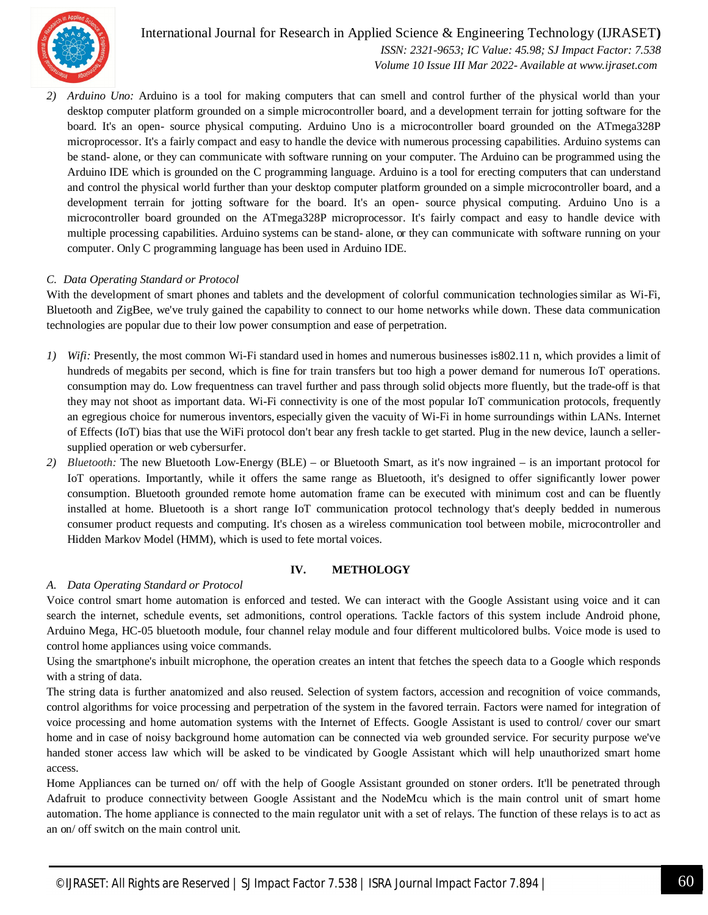2) *Arduino Uno:* Arduino is a tool for making computers that can smell and control further of the physical world than your desktop computer platform grounded on a simple microcontroller board, and a development terrain for jotting software for the board. It's an open- source physical computing. Arduino Uno is a microcontroller board grounded on the ATmega328P microprocessor. It's a fairly compact and easy to handle the device with numerous processing capabilities. Arduino systems can be stand- alone, or they can communicate with software running on your computer. The Arduino can be programmed using the Arduino IDE which is grounded on the C programming language. Arduino is a tool for erecting computers that can understand and control the physical world further than your desktop computer platform grounded on a simple microcontroller board, and a development terrain for jotting software for the board. It's an open- source physical computing. Arduino Uno is a microcontroller board grounded on the ATmega328P microprocessor. It's fairly compact and easy to handle device with multiple processing capabilities. Arduino systems can be stand- alone, or they can communicate with software running on your computer. Only C programming language has been used in Arduino IDE.

### C. Data Operating Standard or Protocol

With the development of smart phones and tablets and the development of colorful communication technologies similar as Wi-Fi, Bluetooth and ZigBee, we've truly gained the capability to connect to our home networks while down. These data communication technologies are popular due to their low power consumption and ease of perpetration.

1) *Wifi:* Presently, the most common Wi-Fi standard used in homes and numerous businesses is802.11 n, which provides a limit of hundreds of megabits per second, which is fine for train transfers but too high a power demand for numerous IoT operations. consumption may do. Low frequentness can travel further and pass through solid objects more fluently, but the trade-off is that they may not shoot as important data. Wi-Fi connectivity is one of the most popular IoT communication protocols, frequently an egregious choice for numerous inventors, especially given the vacuity of Wi-Fi in home surroundings within LANs. Internet of Effects (IoT) bias that use the WiFi protocol don't bear any fresh tackle to get started. Plug in the new device, launch a seller-supplied operation or web cybersurfer.
2) *Bluetooth:* The new Bluetooth Low-Energy (BLE) – or Bluetooth Smart, as it's now ingrained – is an important protocol for IoT operations. Importantly, while it offers the same range as Bluetooth, it's designed to offer significantly lower power consumption. Bluetooth grounded remote home automation frame can be executed with minimum cost and can be fluently installed at home. Bluetooth is a short range IoT communication protocol technology that's deeply bedded in numerous consumer product requests and computing. It's chosen as a wireless communication tool between mobile, microcontroller and Hidden Markov Model (HMM), which is used to fete mortal voices.

## IV. METHOLOGY

### A. Data Operating Standard or Protocol

Voice control smart home automation is enforced and tested. We can interact with the Google Assistant using voice and it can search the internet, schedule events, set admonitions, control operations. Tackle factors of this system include Android phone, Arduino Mega, HC-05 bluetooth module, four channel relay module and four different multicolored bulbs. Voice mode is used to control home appliances using voice commands.

Using the smartphone's inbuilt microphone, the operation creates an intent that fetches the speech data to a Google which responds with a string of data.

The string data is further anatomized and also reused. Selection of system factors, accession and recognition of voice commands, control algorithms for voice processing and perpetration of the system in the favored terrain. Factors were named for integration of voice processing and home automation systems with the Internet of Effects. Google Assistant is used to control/ cover our smart home and in case of noisy background home automation can be connected via web grounded service. For security purpose we've handed stoner access law which will be asked to be vindicated by Google Assistant which will help unauthorized smart home access.

Home Appliances can be turned on/ off with the help of Google Assistant grounded on stoner orders. It'll be penetrated through Adafruit to produce connectivity between Google Assistant and the NodeMcu which is the main control unit of smart home automation. The home appliance is connected to the main regulator unit with a set of relays. The function of these relays is to act as an on/ off switch on the main control unit.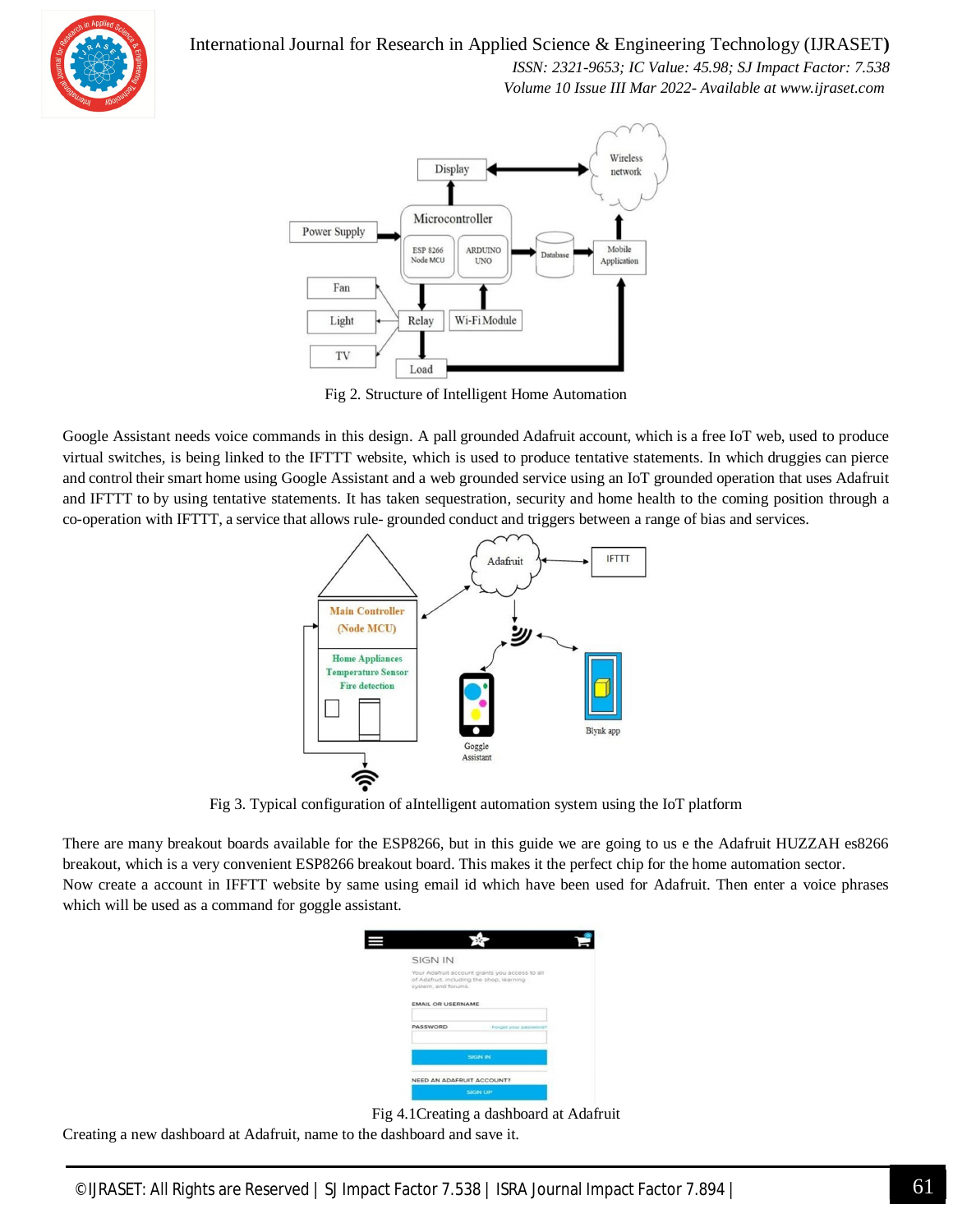Fig 2. Structure of Intelligent Home Automation

Google Assistant needs voice commands in this design. A pall grounded Adafruit account, which is a free IoT web, used to produce virtual switches, is being linked to the IFTTT website, which is used to produce tentative statements. In which druggies can pierce and control their smart home using Google Assistant and a web grounded service using an IoT grounded operation that uses Adafruit and IFTTT to by using tentative statements. It has taken sequestration, security and home health to the coming position through a co-operation with IFTTT, a service that allows rule- grounded conduct and triggers between a range of bias and services.

Fig 3. Typical configuration of aIntelligent automation system using the IoT platform

There are many breakout boards available for the ESP8266, but in this guide we are going to us e the Adafruit HUZZAH es8266 breakout, which is a very convenient ESP8266 breakout board. This makes it the perfect chip for the home automation sector. Now create a account in IFFTT website by same using email id which have been used for Adafruit. Then enter a voice phrases which will be used as a command for goggle assistant.

Fig 4.1Creating a dashboard at Adafruit

Creating a new dashboard at Adafruit, name to the dashboard and save it.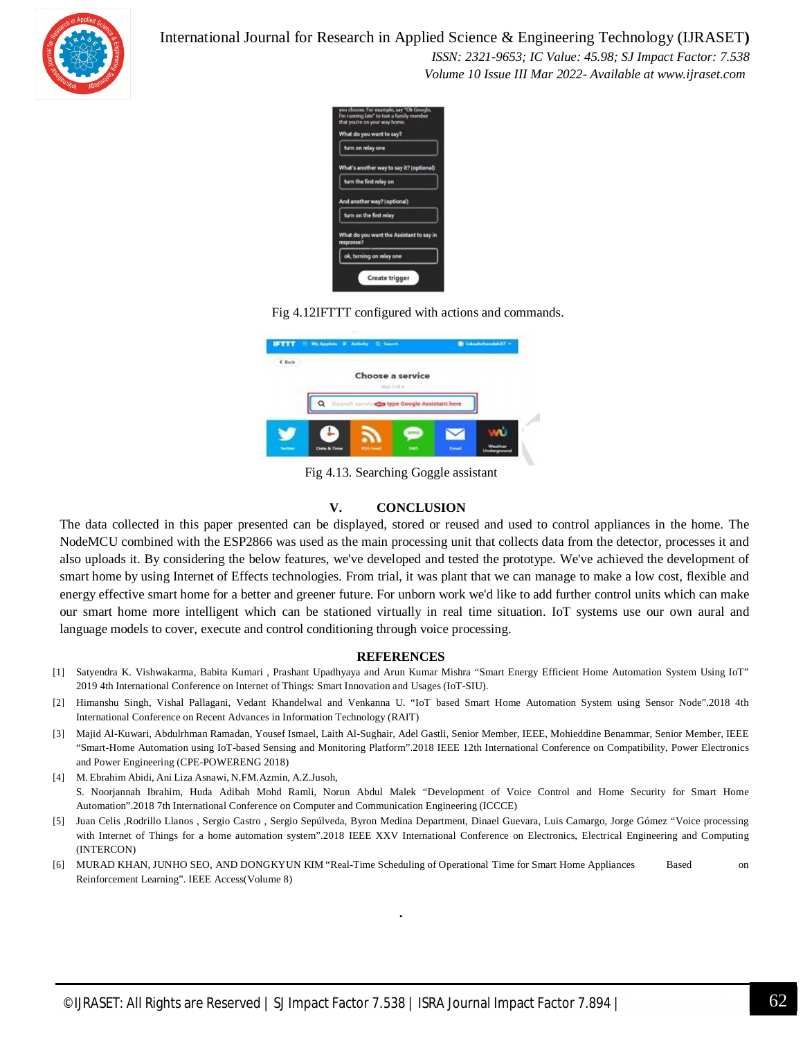Fig 4.12IFTTT configured with actions and commands.

Fig 4.13. Searching Goggle assistant

## V. CONCLUSION

The data collected in this paper presented can be displayed, stored or reused and used to control appliances in the home. The NodeMCU combined with the ESP2866 was used as the main processing unit that collects data from the detector, processes it and also uploads it. By considering the below features, we've developed and tested the prototype. We've achieved the development of smart home by using Internet of Effects technologies. From trial, it was plant that we can manage to make a low cost, flexible and energy effective smart home for a better and greener future. For unborn work we'd like to add further control units which can make our smart home more intelligent which can be stationed virtually in real time situation. IoT systems use our own aural and language models to cover, execute and control conditioning through voice processing.

## REFERENCES

[1] Satyendra K. Vishwakarma, Babita Kumari , Prashant Upadhyaya and Arun Kumar Mishra “Smart Energy Efficient Home Automation System Using IoT” 2019 4th International Conference on Internet of Things: Smart Innovation and Usages (IoT-SIU).

[2] Himanshu Singh, Vishal Pallagani, Vedant Khandelwal and Venkanna U. “IoT based Smart Home Automation System using Sensor Node”.2018 4th International Conference on Recent Advances in Information Technology (RAIT)

[3] Majid Al-Kuwari, Abdulrhman Ramadan, Yousef Ismael, Laith Al-Sughair, Adel Gastli, Senior Member, IEEE, Mohieddine Benammar, Senior Member, IEEE “Smart-Home Automation using IoT-based Sensing and Monitoring Platform”.2018 IEEE 12th International Conference on Compatibility, Power Electronics and Power Engineering (CPE-POWERENG 2018)

[4] M. Ebrahim Abidi, Ani Liza Asnawi, N.FM.Azmin, A.Z.Jusoh, S. Noorjannah Ibrahim, Huda Adibah Mohd Ramli, Norun Abdul Malek “Development of Voice Control and Home Security for Smart Home Automation”.2018 7th International Conference on Computer and Communication Engineering (ICCCE)

[5] Juan Celis ,Rodrillo Llanos , Sergio Castro , Sergio Sepúlveda, Byron Medina Department, Dinael Guevara, Luis Camargo, Jorge Gómez “Voice processing with Internet of Things for a home automation system”.2018 IEEE XXV International Conference on Electronics, Electrical Engineering and Computing (INTERCON)

[6] MURAD KHAN, JUNHO SEO, AND DONGKYUN KIM “Real-Time Scheduling of Operational Time for Smart Home Appliances Based on Reinforcement Learning”. IEEE Access(Volume 8)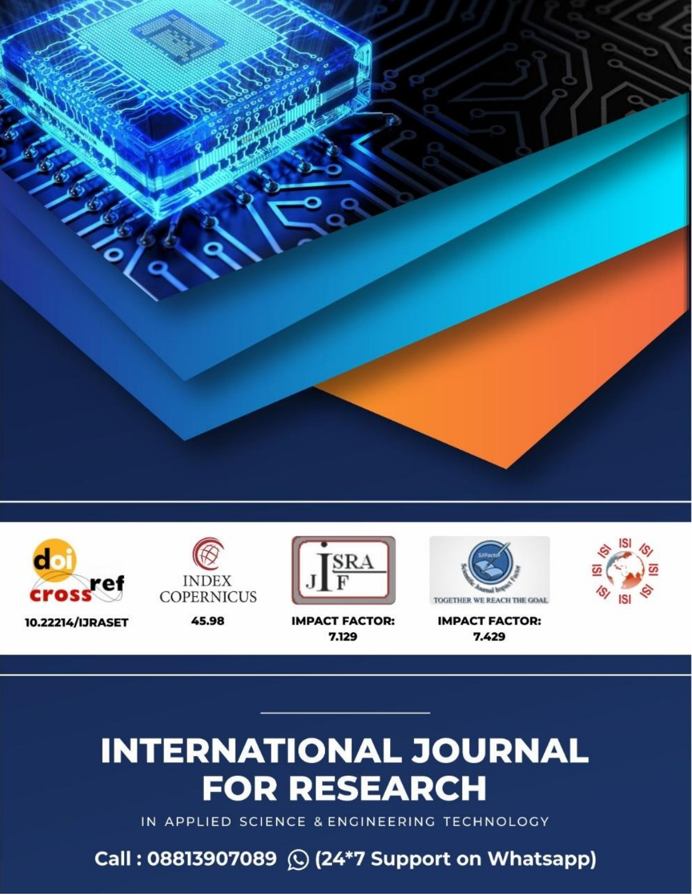10.22214/IJRASET

INDEX COPERNICUS

45.98

IMPACT FACTOR: 7.129

IMPACT FACTOR: 7.429

TOGETHER WE REACH THE GOAL

# INTERNATIONAL JOURNAL FOR RESEARCH

IN APPLIED SCIENCE & ENGINEERING TECHNOLOGY

Call : 08813907089 (24*7 Support on Whatsapp)